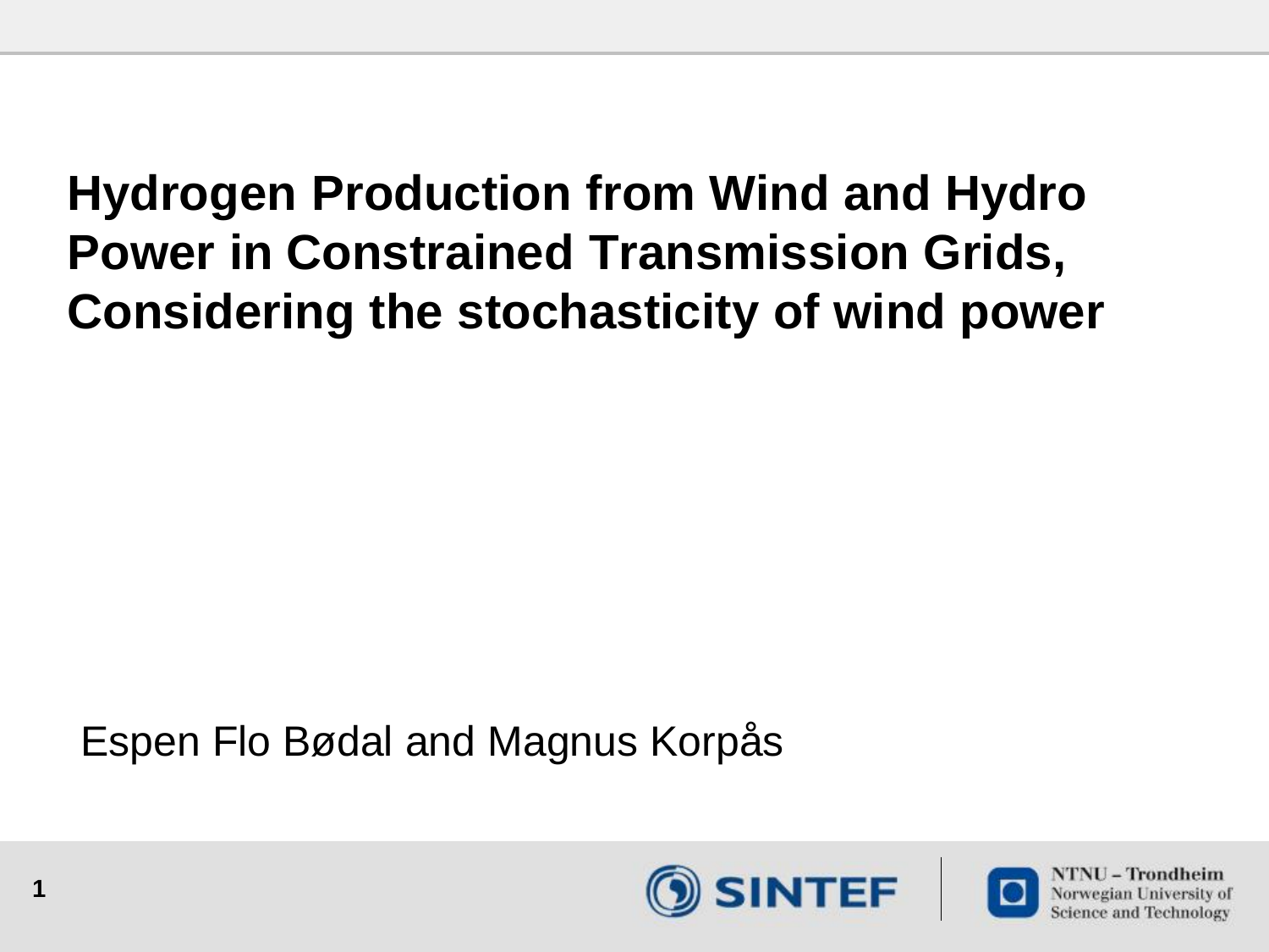# Hydrogen Production from Wind and Hydro Power in Constrained Transmission Grids, Considering the stochasticity of wind power

Espen Flo Bødal and Magnus Korpås

SINTEF

NTNU – Trondheim
Norwegian University of Science and Technology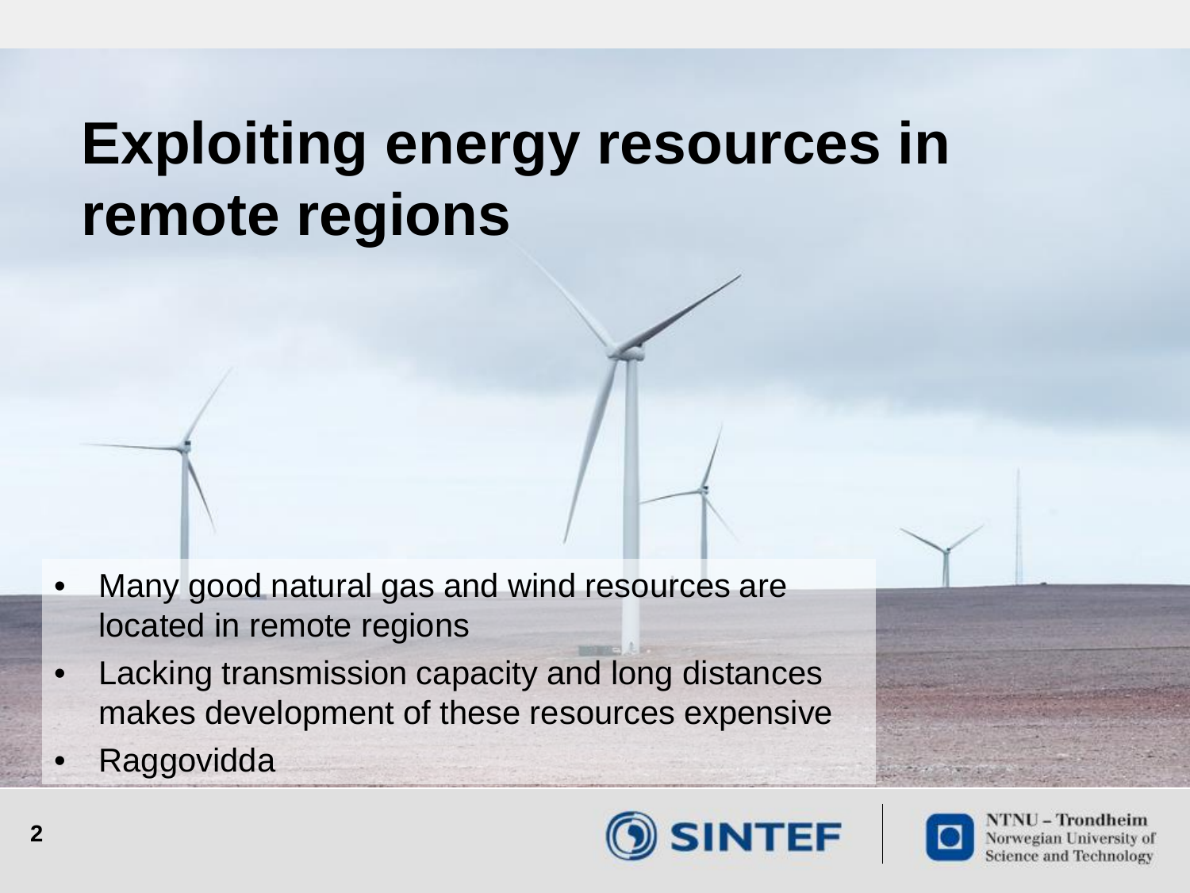# Exploiting energy resources in remote regions

- Many good natural gas and wind resources are located in remote regions
- Lacking transmission capacity and long distances makes development of these resources expensive
- Raggovidda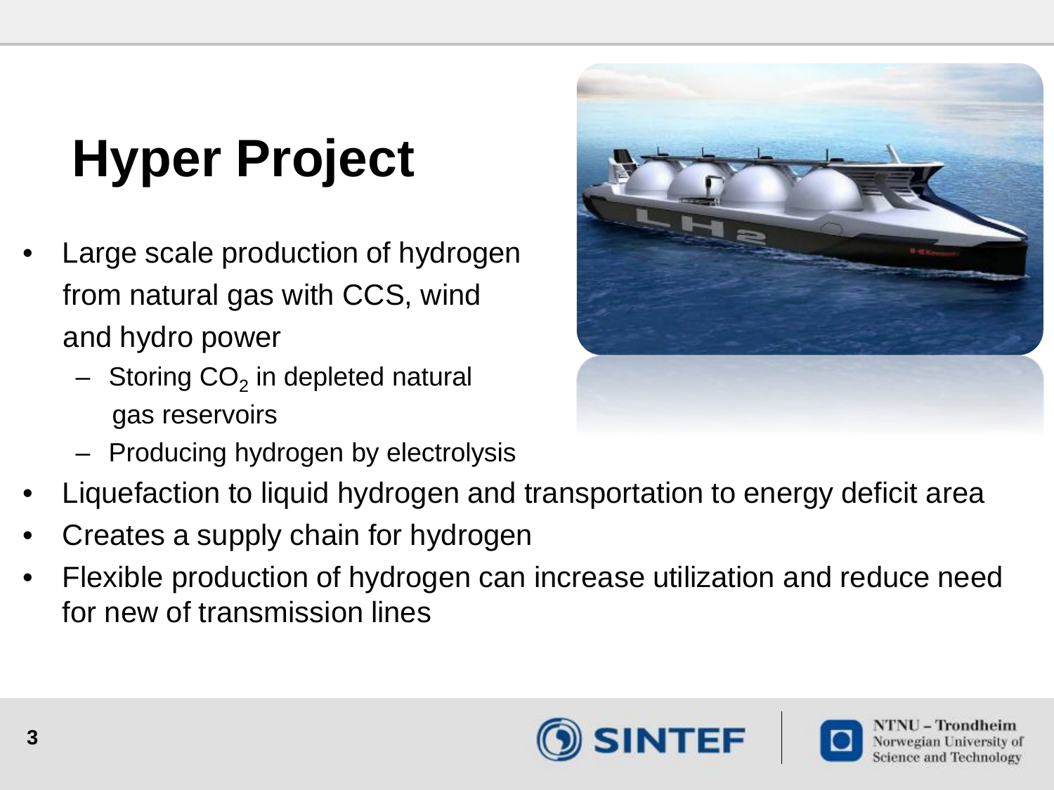# Hyper Project

- Large scale production of hydrogen from natural gas with CCS, wind and hydro power
  - Storing $CO_2$ in depleted natural gas reservoirs
  - Producing hydrogen by electrolysis
- Liquefaction to liquid hydrogen and transportation to energy deficit area
- Creates a supply chain for hydrogen
- Flexible production of hydrogen can increase utilization and reduce need for new of transmission lines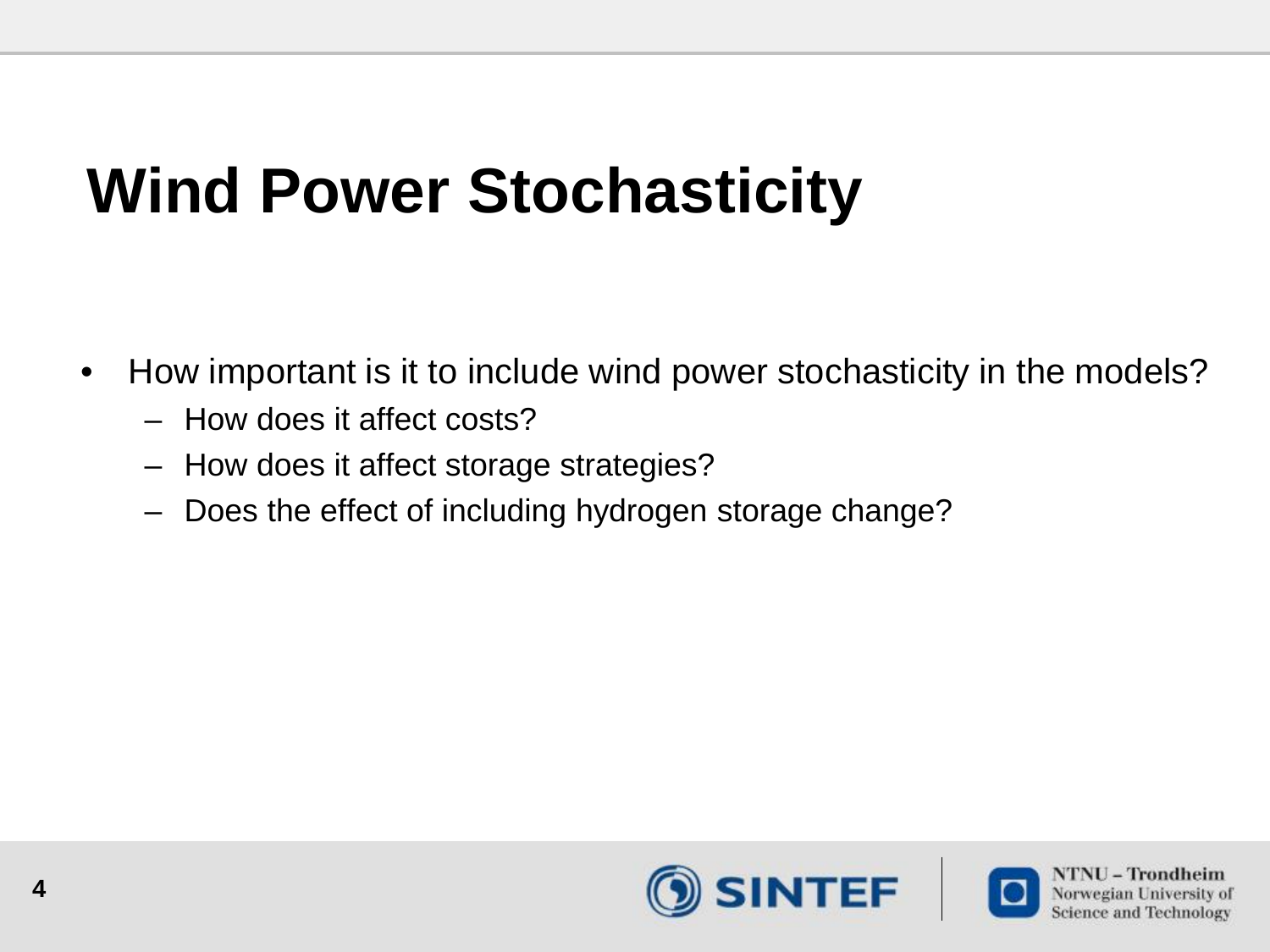# Wind Power Stochasticity

- How important is it to include wind power stochasticity in the models?
  - How does it affect costs?
  - How does it affect storage strategies?
  - Does the effect of including hydrogen storage change?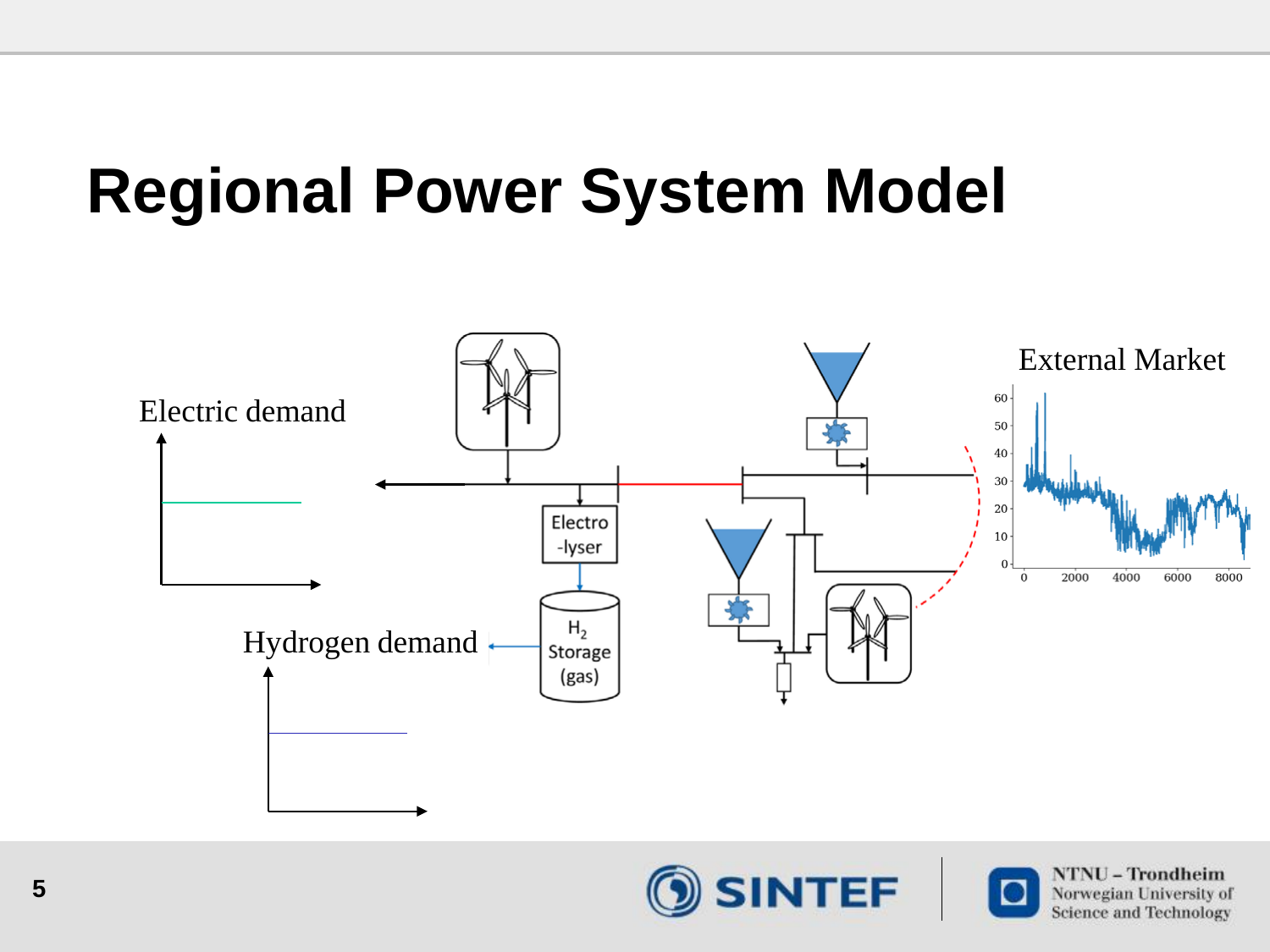# Regional Power System Model

Electric demand

Hydrogen demand

Electro -lyser

$H_2$ Storage (gas)

External Market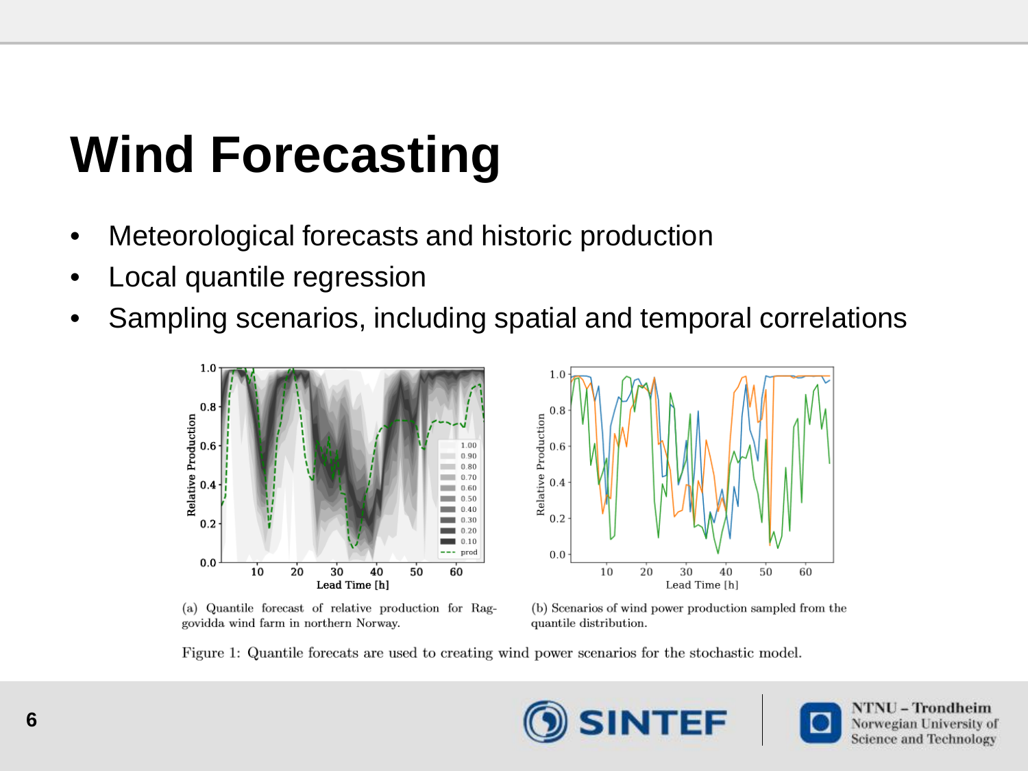# Wind Forecasting

- Meteorological forecasts and historic production
- Local quantile regression
- Sampling scenarios, including spatial and temporal correlations

(a) Quantile forecast of relative production for Raggovidda wind farm in northern Norway.

(b) Scenarios of wind power production sampled from the quantile distribution.

Figure 1: Quantile forecats are used to creating wind power scenarios for the stochastic model.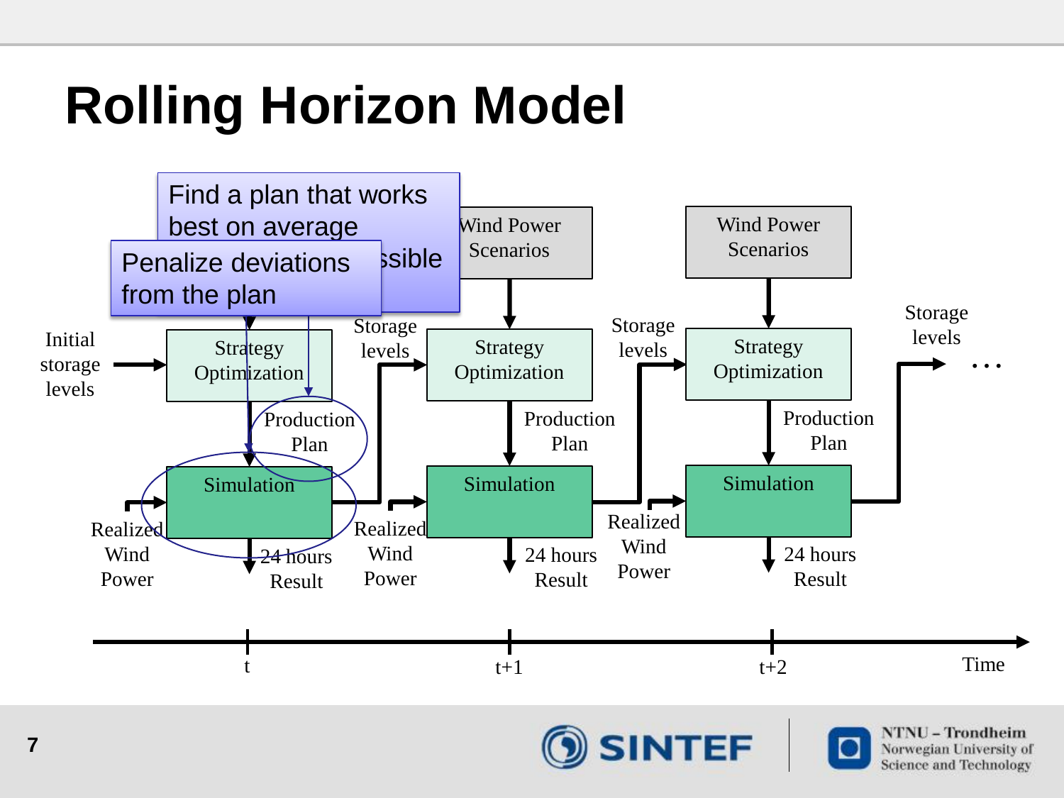# Rolling Horizon Model

Find a plan that works best on average ...ssible

Penalize deviations from the plan

Initial storage levels → Strategy Optimization → Production Plan → Simulation (Realized Wind Power) → 24 hours Result

Storage levels → Strategy Optimization (Wind Power Scenarios) → Production Plan → Simulation (Realized Wind Power) → 24 hours Result

Storage levels → Strategy Optimization (Wind Power Scenarios) → Production Plan → Simulation → 24 hours Result

Storage levels → …

Time: t, t+1, t+2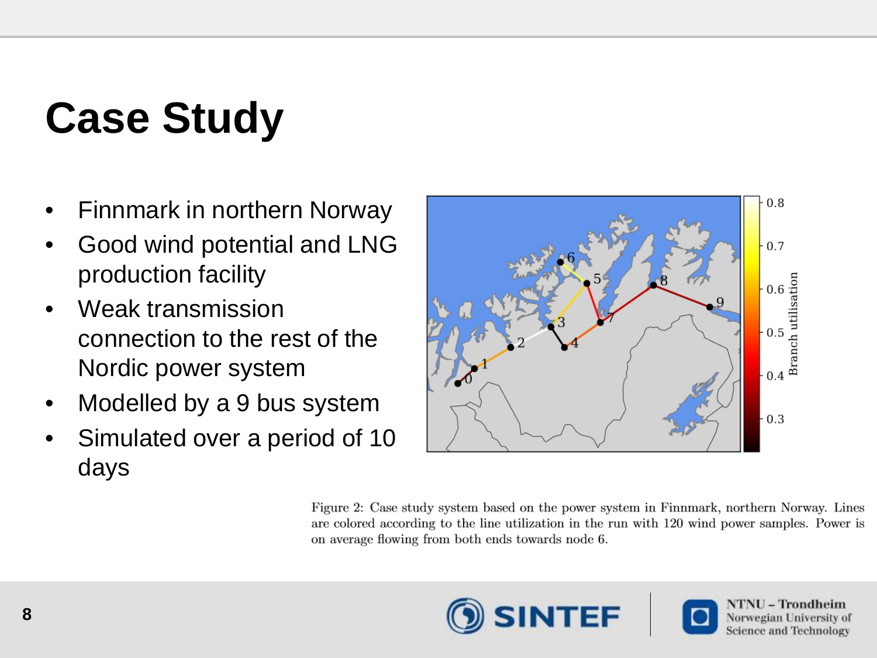# Case Study

- Finnmark in northern Norway
- Good wind potential and LNG production facility
- Weak transmission connection to the rest of the Nordic power system
- Modelled by a 9 bus system
- Simulated over a period of 10 days

Figure 2: Case study system based on the power system in Finnmark, northern Norway. Lines are colored according to the line utilization in the run with 120 wind power samples. Power is on average flowing from both ends towards node 6.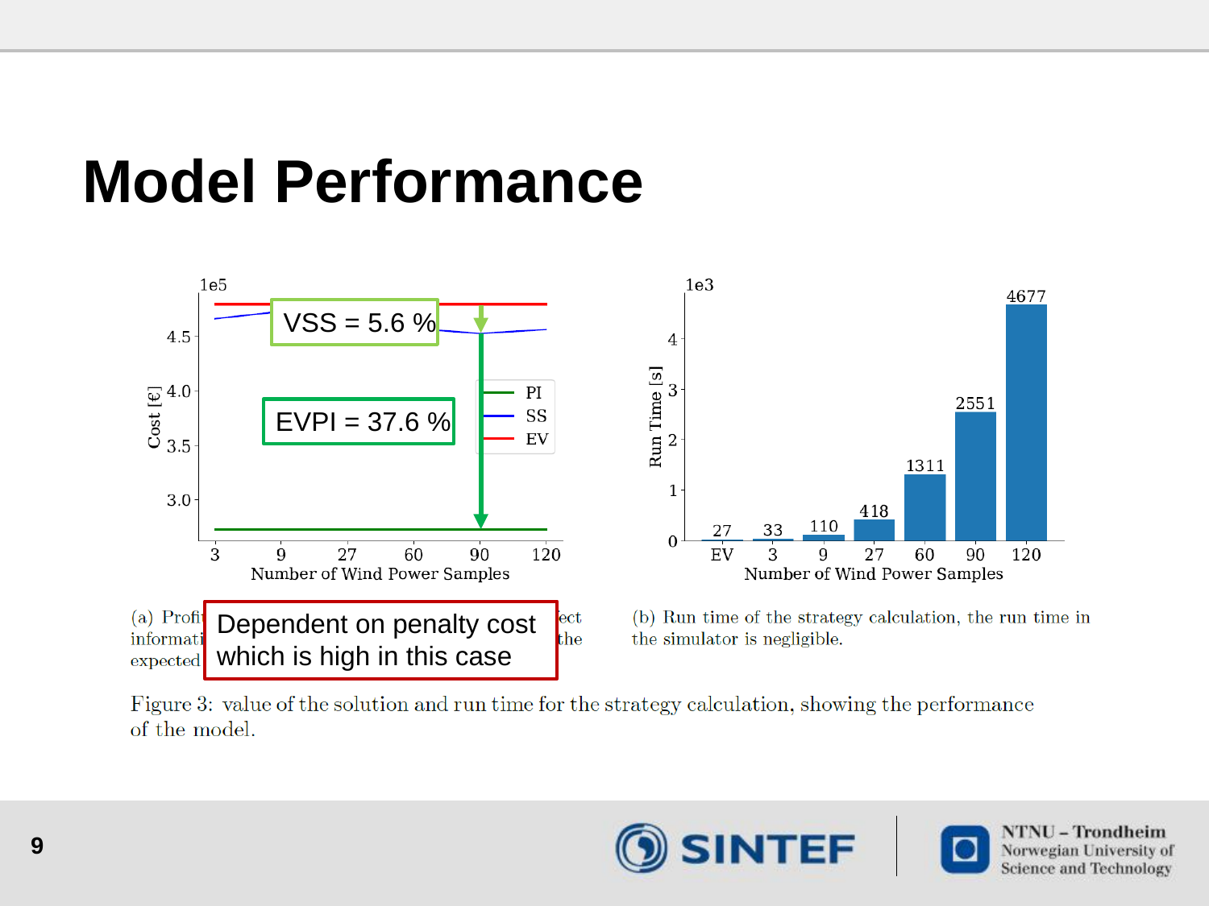# Model Performance

VSS = 5.6 %

EVPI = 37.6 %

Dependent on penalty cost which is high in this case

(a) Profi... informati... expected ...ect ...the

(b) Run time of the strategy calculation, the run time in the simulator is negligible.

Figure 3: value of the solution and run time for the strategy calculation, showing the performance of the model.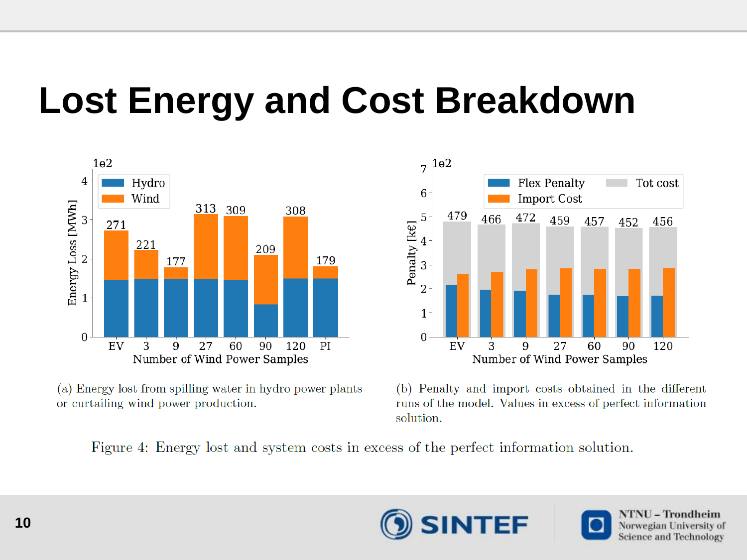# Lost Energy and Cost Breakdown

(a) Energy lost from spilling water in hydro power plants or curtailing wind power production.

(b) Penalty and import costs obtained in the different runs of the model. Values in excess of perfect information solution.

Figure 4: Energy lost and system costs in excess of the perfect information solution.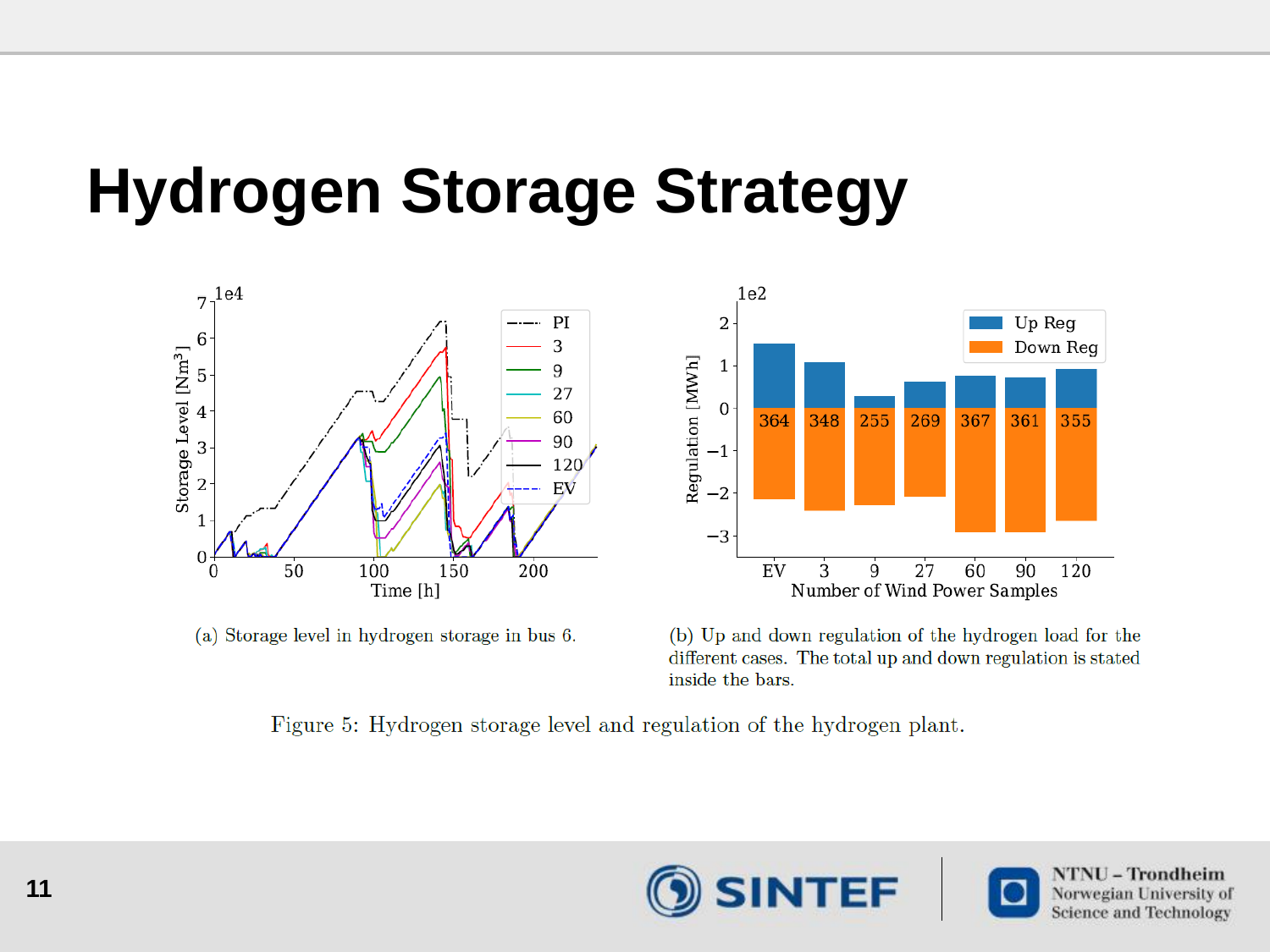# Hydrogen Storage Strategy

(a) Storage level in hydrogen storage in bus 6.

(b) Up and down regulation of the hydrogen load for the different cases. The total up and down regulation is stated inside the bars.

Figure 5: Hydrogen storage level and regulation of the hydrogen plant.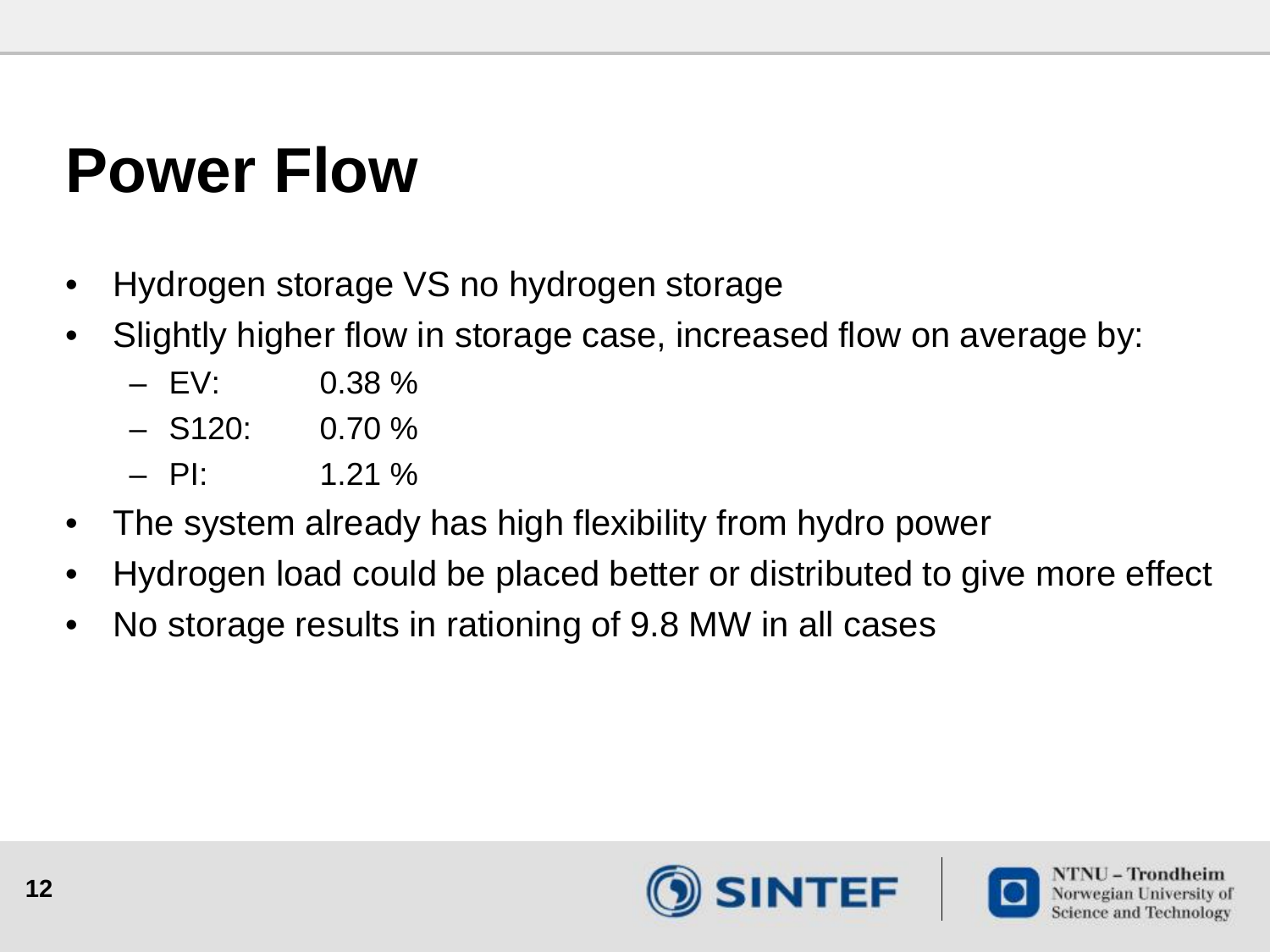# Power Flow

- Hydrogen storage VS no hydrogen storage
- Slightly higher flow in storage case, increased flow on average by:
  - EV: 0.38 %
  - S120: 0.70 %
  - PI: 1.21 %
- The system already has high flexibility from hydro power
- Hydrogen load could be placed better or distributed to give more effect
- No storage results in rationing of 9.8 MW in all cases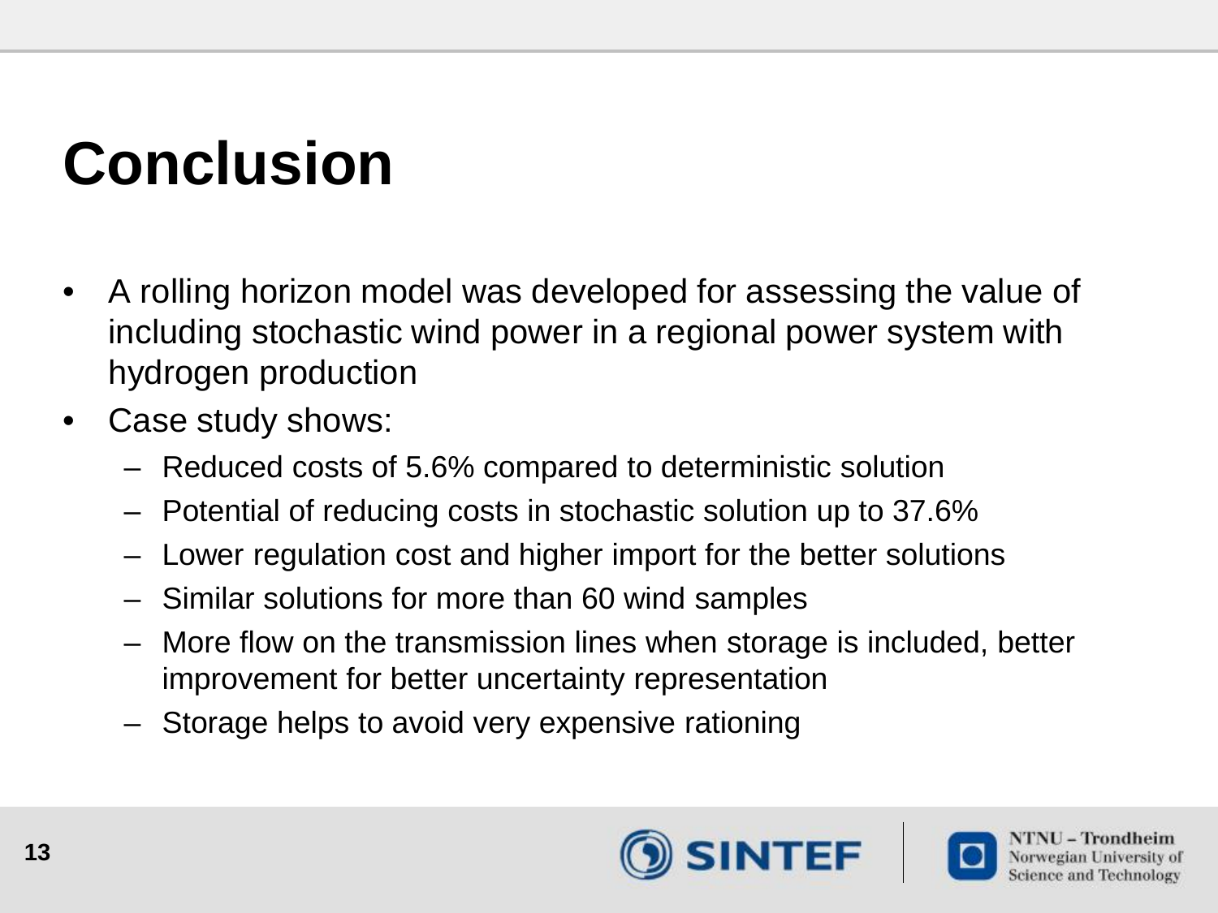# Conclusion

- A rolling horizon model was developed for assessing the value of including stochastic wind power in a regional power system with hydrogen production
- Case study shows:
  - Reduced costs of 5.6% compared to deterministic solution
  - Potential of reducing costs in stochastic solution up to 37.6%
  - Lower regulation cost and higher import for the better solutions
  - Similar solutions for more than 60 wind samples
  - More flow on the transmission lines when storage is included, better improvement for better uncertainty representation
  - Storage helps to avoid very expensive rationing